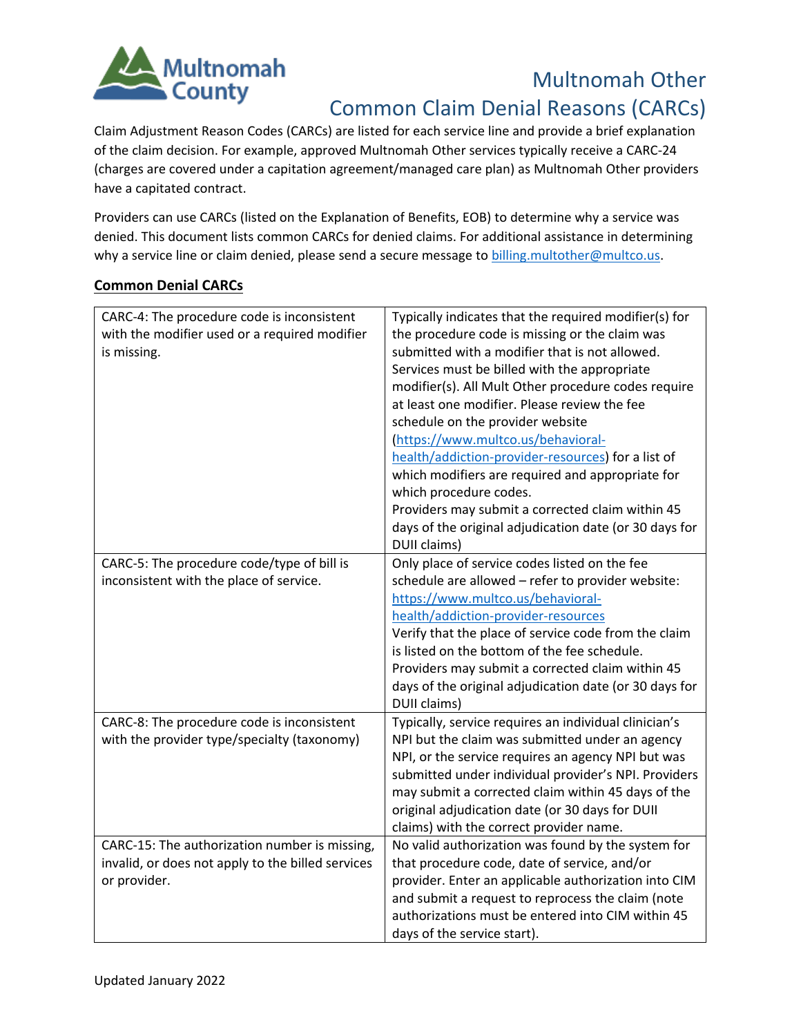# Multnomah Other Common Claim Denial Reasons (CARCs)

Claim Adjustment Reason Codes (CARCs) are listed for each service line and provide a brief explanation of the claim decision. For example, approved Multnomah Other services typically receive a CARC-24 (charges are covered under a capitation agreement/managed care plan) as Multnomah Other providers have a capitated contract.

Providers can use CARCs (listed on the Explanation of Benefits, EOB) to determine why a service was denied. This document lists common CARCs for denied claims. For additional assistance in determining why a service line or claim denied, please send a secure message to billing.multother@multco.us.

## Common Denial CARCs

| | |
|---|---|
| CARC-4: The procedure code is inconsistent with the modifier used or a required modifier is missing. | Typically indicates that the required modifier(s) for the procedure code is missing or the claim was submitted with a modifier that is not allowed. Services must be billed with the appropriate modifier(s). All Mult Other procedure codes require at least one modifier. Please review the fee schedule on the provider website (https://www.multco.us/behavioral-health/addiction-provider-resources) for a list of which modifiers are required and appropriate for which procedure codes. Providers may submit a corrected claim within 45 days of the original adjudication date (or 30 days for DUII claims) |
| CARC-5: The procedure code/type of bill is inconsistent with the place of service. | Only place of service codes listed on the fee schedule are allowed – refer to provider website: https://www.multco.us/behavioral-health/addiction-provider-resources Verify that the place of service code from the claim is listed on the bottom of the fee schedule. Providers may submit a corrected claim within 45 days of the original adjudication date (or 30 days for DUII claims) |
| CARC-8: The procedure code is inconsistent with the provider type/specialty (taxonomy) | Typically, service requires an individual clinician's NPI but the claim was submitted under an agency NPI, or the service requires an agency NPI but was submitted under individual provider's NPI. Providers may submit a corrected claim within 45 days of the original adjudication date (or 30 days for DUII claims) with the correct provider name. |
| CARC-15: The authorization number is missing, invalid, or does not apply to the billed services or provider. | No valid authorization was found by the system for that procedure code, date of service, and/or provider. Enter an applicable authorization into CIM and submit a request to reprocess the claim (note authorizations must be entered into CIM within 45 days of the service start). |

Updated January 2022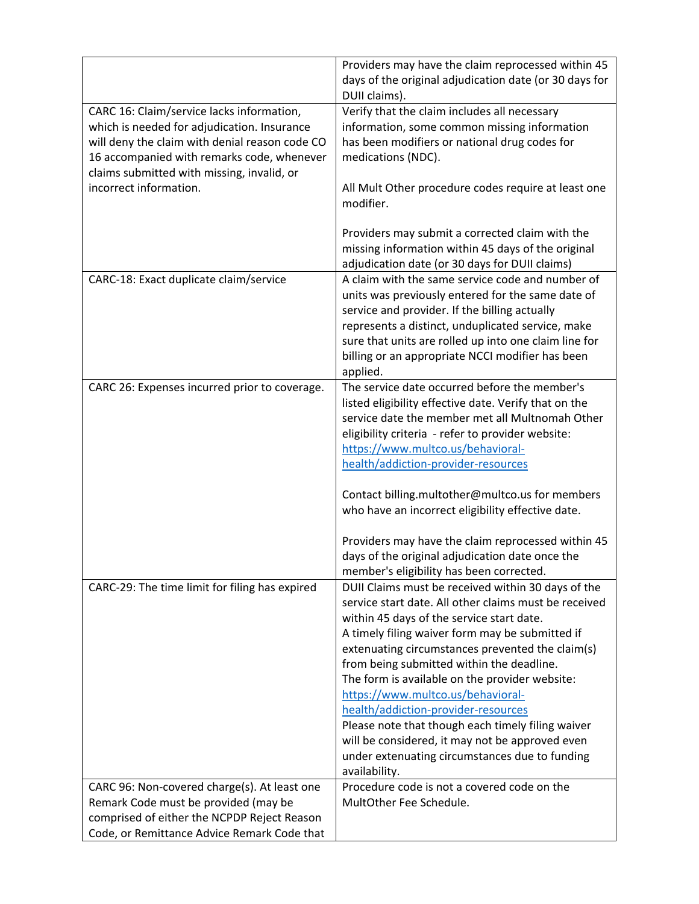| | |
|---|---|
| | Providers may have the claim reprocessed within 45 days of the original adjudication date (or 30 days for DUII claims). |
| CARC 16: Claim/service lacks information, which is needed for adjudication. Insurance will deny the claim with denial reason code CO 16 accompanied with remarks code, whenever claims submitted with missing, invalid, or incorrect information. | Verify that the claim includes all necessary information, some common missing information has been modifiers or national drug codes for medications (NDC).<br><br>All Mult Other procedure codes require at least one modifier.<br><br>Providers may submit a corrected claim with the missing information within 45 days of the original adjudication date (or 30 days for DUII claims) |
| CARC-18: Exact duplicate claim/service | A claim with the same service code and number of units was previously entered for the same date of service and provider. If the billing actually represents a distinct, unduplicated service, make sure that units are rolled up into one claim line for billing or an appropriate NCCI modifier has been applied. |
| CARC 26: Expenses incurred prior to coverage. | The service date occurred before the member's listed eligibility effective date. Verify that on the service date the member met all Multnomah Other eligibility criteria - refer to provider website: https://www.multco.us/behavioral-health/addiction-provider-resources<br><br>Contact billing.multother@multco.us for members who have an incorrect eligibility effective date.<br><br>Providers may have the claim reprocessed within 45 days of the original adjudication date once the member's eligibility has been corrected. |
| CARC-29: The time limit for filing has expired | DUII Claims must be received within 30 days of the service start date. All other claims must be received within 45 days of the service start date.<br>A timely filing waiver form may be submitted if extenuating circumstances prevented the claim(s) from being submitted within the deadline.<br>The form is available on the provider website: https://www.multco.us/behavioral-health/addiction-provider-resources<br>Please note that though each timely filing waiver will be considered, it may not be approved even under extenuating circumstances due to funding availability. |
| CARC 96: Non-covered charge(s). At least one Remark Code must be provided (may be comprised of either the NCPDP Reject Reason Code, or Remittance Advice Remark Code that | Procedure code is not a covered code on the MultOther Fee Schedule. |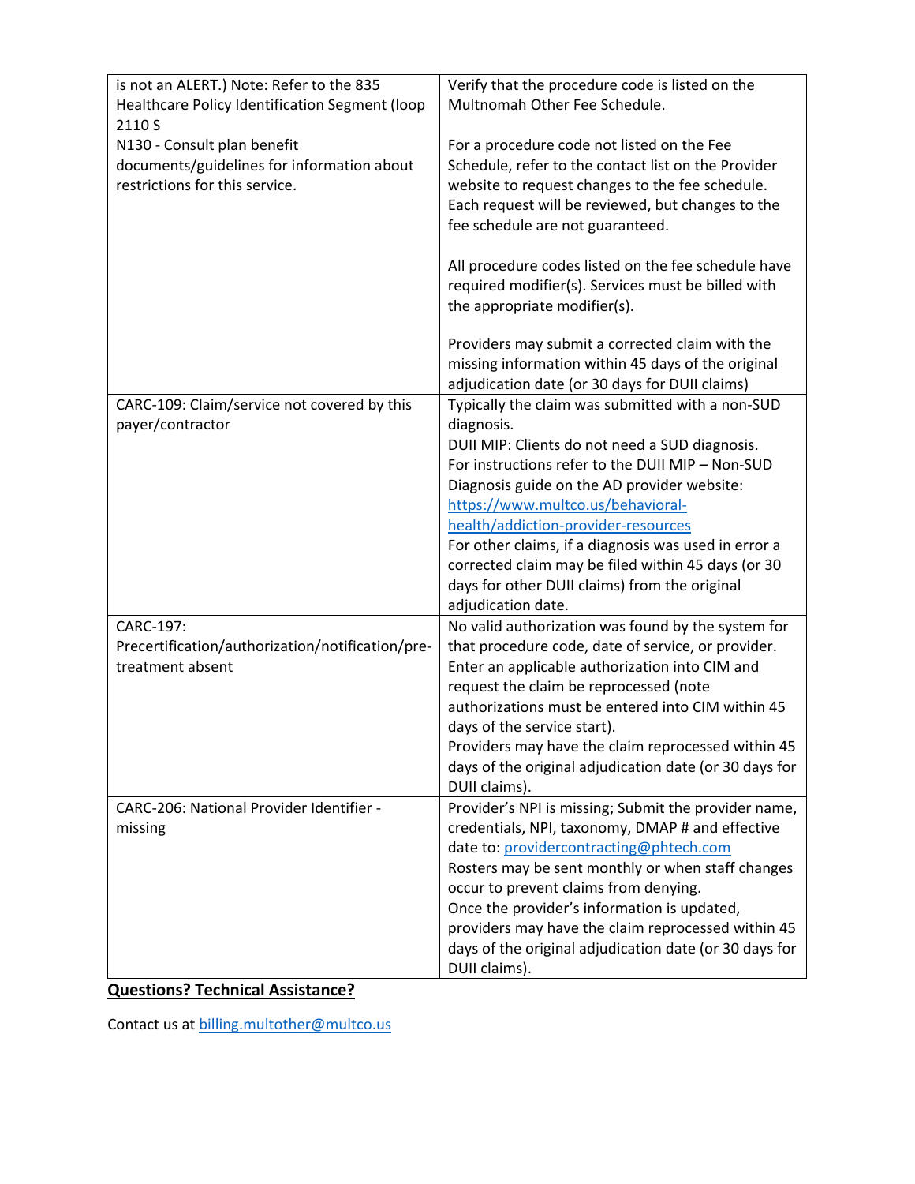| | |
|---|---|
| is not an ALERT.) Note: Refer to the 835 Healthcare Policy Identification Segment (loop 2110 S<br>N130 - Consult plan benefit documents/guidelines for information about restrictions for this service. | Verify that the procedure code is listed on the Multnomah Other Fee Schedule.<br><br>For a procedure code not listed on the Fee Schedule, refer to the contact list on the Provider website to request changes to the fee schedule. Each request will be reviewed, but changes to the fee schedule are not guaranteed.<br><br>All procedure codes listed on the fee schedule have required modifier(s). Services must be billed with the appropriate modifier(s).<br><br>Providers may submit a corrected claim with the missing information within 45 days of the original adjudication date (or 30 days for DUII claims) |
| CARC-109: Claim/service not covered by this payer/contractor | Typically the claim was submitted with a non-SUD diagnosis.<br>DUII MIP: Clients do not need a SUD diagnosis.<br>For instructions refer to the DUII MIP – Non-SUD Diagnosis guide on the AD provider website: [https://www.multco.us/behavioral-health/addiction-provider-resources](https://www.multco.us/behavioral-health/addiction-provider-resources)<br>For other claims, if a diagnosis was used in error a corrected claim may be filed within 45 days (or 30 days for other DUII claims) from the original adjudication date. |
| CARC-197: Precertification/authorization/notification/pre-treatment absent | No valid authorization was found by the system for that procedure code, date of service, or provider. Enter an applicable authorization into CIM and request the claim be reprocessed (note authorizations must be entered into CIM within 45 days of the service start).<br>Providers may have the claim reprocessed within 45 days of the original adjudication date (or 30 days for DUII claims). |
| CARC-206: National Provider Identifier - missing | Provider's NPI is missing; Submit the provider name, credentials, NPI, taxonomy, DMAP # and effective date to: [providercontracting@phtech.com](mailto:providercontracting@phtech.com)<br>Rosters may be sent monthly or when staff changes occur to prevent claims from denying.<br>Once the provider's information is updated, providers may have the claim reprocessed within 45 days of the original adjudication date (or 30 days for DUII claims). |

**Questions? Technical Assistance?**

Contact us at [billing.multother@multco.us](mailto:billing.multother@multco.us)